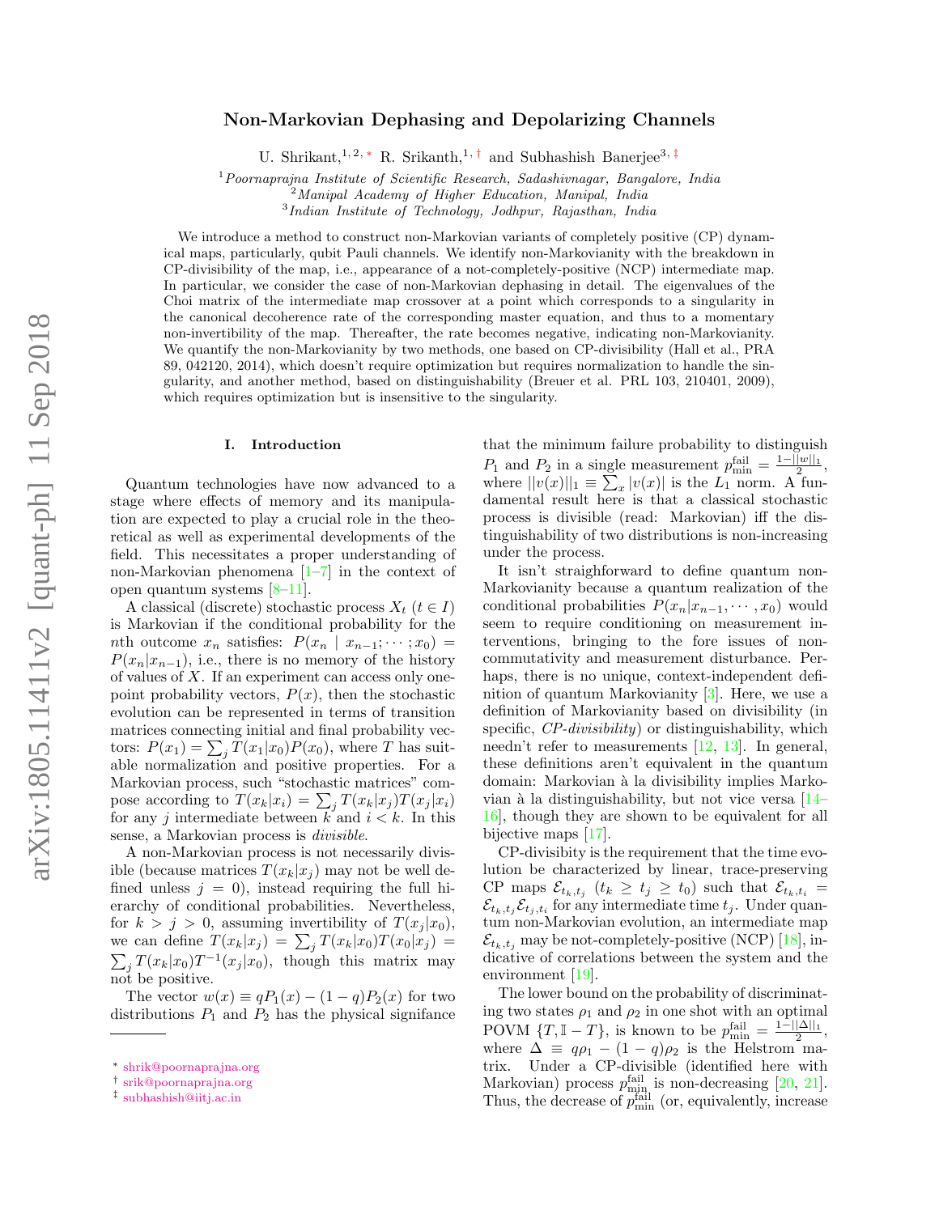# Non-Markovian Dephasing and Depolarizing Channels

U. Shrikant,[1,2,*] R. Srikanth,[1,†] and Subhashish Banerjee[3,‡]

[1] *Poornaprajna Institute of Scientific Research, Sadashivnagar, Bangalore, India*
[2] *Manipal Academy of Higher Education, Manipal, India*
[3] *Indian Institute of Technology, Jodhpur, Rajasthan, India*

We introduce a method to construct non-Markovian variants of completely positive (CP) dynamical maps, particularly, qubit Pauli channels. We identify non-Markovianity with the breakdown in CP-divisibility of the map, i.e., appearance of a not-completely-positive (NCP) intermediate map. In particular, we consider the case of non-Markovian dephasing in detail. The eigenvalues of the Choi matrix of the intermediate map crossover at a point which corresponds to a singularity in the canonical decoherence rate of the corresponding master equation, and thus to a momentary non-invertibility of the map. Thereafter, the rate becomes negative, indicating non-Markovianity. We quantify the non-Markovianity by two methods, one based on CP-divisibility (Hall et al., PRA 89, 042120, 2014), which doesn't require optimization but requires normalization to handle the singularity, and another method, based on distinguishability (Breuer et al. PRL 103, 210401, 2009), which requires optimization but is insensitive to the singularity.

## I. Introduction

Quantum technologies have now advanced to a stage where effects of memory and its manipulation are expected to play a crucial role in the theoretical as well as experimental developments of the field. This necessitates a proper understanding of non-Markovian phenomena [1–7] in the context of open quantum systems [8–11].

A classical (discrete) stochastic process $X_t$ $(t \in I)$ is Markovian if the conditional probability for the $n$th outcome $x_n$ satisfies: $P(x_n \mid x_{n-1}; \cdots ; x_0) = P(x_n|x_{n-1})$, i.e., there is no memory of the history of values of $X$. If an experiment can access only one-point probability vectors, $P(x)$, then the stochastic evolution can be represented in terms of transition matrices connecting initial and final probability vectors: $P(x_1) = \sum_j T(x_1|x_0)P(x_0)$, where $T$ has suitable normalization and positive properties. For a Markovian process, such "stochastic matrices" compose according to $T(x_k|x_i) = \sum_j T(x_k|x_j)T(x_j|x_i)$ for any $j$ intermediate between $k$ and $i < k$. In this sense, a Markovian process is *divisible*.

A non-Markovian process is not necessarily divisible (because matrices $T(x_k|x_j)$ may not be well defined unless $j = 0$), instead requiring the full hierarchy of conditional probabilities. Nevertheless, for $k > j > 0$, assuming invertibility of $T(x_j|x_0)$, we can define $T(x_k|x_j) = \sum_j T(x_k|x_0)T(x_0|x_j) = \sum_j T(x_k|x_0)T^{-1}(x_j|x_0)$, though this matrix may not be positive.

The vector $w(x) \equiv qP_1(x) - (1-q)P_2(x)$ for two distributions $P_1$ and $P_2$ has the physical signifance that the minimum failure probability to distinguish $P_1$ and $P_2$ in a single measurement $p^{\rm fail}_{\rm min} = \frac{1-||w||_1}{2}$, where $||v(x)||_1 \equiv \sum_x |v(x)|$ is the $L_1$ norm. A fundamental result here is that a classical stochastic process is divisible (read: Markovian) iff the distinguishability of two distributions is non-increasing under the process.

It isn't straightforward to define quantum non-Markovianity because a quantum realization of the conditional probabilities $P(x_n|x_{n-1}, \cdots, x_0)$ would seem to require conditioning on measurement interventions, bringing to the fore issues of non-commutativity and measurement disturbance. Perhaps, there is no unique, context-independent definition of quantum Markovianity [3]. Here, we use a definition of Markovianity based on divisibility (in specific, *CP-divisibility*) or distinguishability, which needn't refer to measurements [12, 13]. In general, these definitions aren't equivalent in the quantum domain: Markovian à la divisibility implies Markovian à la distinguishability, but not vice versa [14–16], though they are shown to be equivalent for all bijective maps [17].

CP-divisibity is the requirement that the time evolution be characterized by linear, trace-preserving CP maps $\mathcal{E}_{t_k,t_j}$ $(t_k \geq t_j \geq t_0)$ such that $\mathcal{E}_{t_k,t_i} = \mathcal{E}_{t_k,t_j}\mathcal{E}_{t_j,t_i}$ for any intermediate time $t_j$. Under quantum non-Markovian evolution, an intermediate map $\mathcal{E}_{t_k,t_j}$ may be not-completely-positive (NCP) [18], indicative of correlations between the system and the environment [19].

The lower bound on the probability of discriminating two states $\rho_1$ and $\rho_2$ in one shot with an optimal POVM $\{T, \mathbb{I} - T\}$, is known to be $p^{\rm fail}_{\rm min} = \frac{1-||\Delta||_1}{2}$, where $\Delta \equiv q\rho_1 - (1-q)\rho_2$ is the Helstrom matrix. Under a CP-divisible (identified here with Markovian) process $p^{\rm fail}_{\rm min}$ is non-decreasing [20, 21]. Thus, the decrease of $p^{\rm fail}_{\rm min}$ (or, equivalently, increase

---

* shrik@poornaprajna.org
† srik@poornaprajna.org
‡ subhashish@iitj.ac.in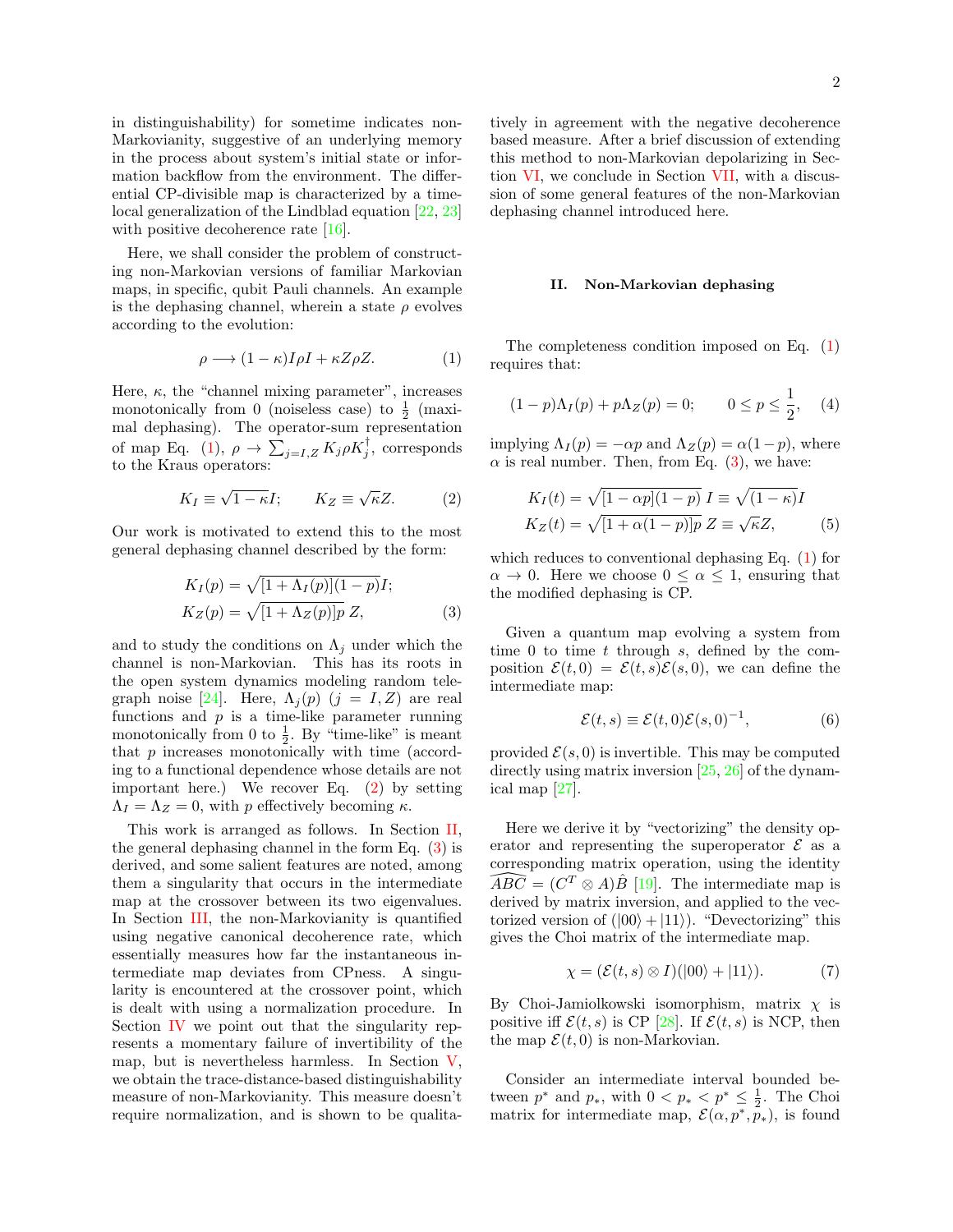in distinguishability) for sometime indicates non-Markovianity, suggestive of an underlying memory in the process about system's initial state or information backflow from the environment. The differential CP-divisible map is characterized by a time-local generalization of the Lindblad equation [22, 23] with positive decoherence rate [16].

Here, we shall consider the problem of constructing non-Markovian versions of familiar Markovian maps, in specific, qubit Pauli channels. An example is the dephasing channel, wherein a state $\rho$ evolves according to the evolution:

$$\rho \longrightarrow (1-\kappa) I \rho I + \kappa Z \rho Z. \tag{1}$$

Here, $\kappa$, the "channel mixing parameter", increases monotonically from 0 (noiseless case) to $\frac{1}{2}$ (maximal dephasing). The operator-sum representation of map Eq. (1), $\rho \to \sum_{j=I,Z} K_j \rho K_j^\dagger$, corresponds to the Kraus operators:

$$K_I \equiv \sqrt{1-\kappa} I; \qquad K_Z \equiv \sqrt{\kappa} Z. \tag{2}$$

Our work is motivated to extend this to the most general dephasing channel described by the form:

$$\begin{aligned} K_I(p) &= \sqrt{[1+\Lambda_I(p)](1-p)} I; \\ K_Z(p) &= \sqrt{[1+\Lambda_Z(p)]p}\ Z, \end{aligned} \tag{3}$$

and to study the conditions on $\Lambda_j$ under which the channel is non-Markovian. This has its roots in the open system dynamics modeling random telegraph noise [24]. Here, $\Lambda_j(p)$ ($j = I, Z$) are real functions and $p$ is a time-like parameter running monotonically from 0 to $\frac{1}{2}$. By "time-like" is meant that $p$ increases monotonically with time (according to a functional dependence whose details are not important here.) We recover Eq. (2) by setting $\Lambda_I = \Lambda_Z = 0$, with $p$ effectively becoming $\kappa$.

This work is arranged as follows. In Section II, the general dephasing channel in the form Eq. (3) is derived, and some salient features are noted, among them a singularity that occurs in the intermediate map at the crossover between its two eigenvalues. In Section III, the non-Markovianity is quantified using negative canonical decoherence rate, which essentially measures how far the instantaneous intermediate map deviates from CPness. A singularity is encountered at the crossover point, which is dealt with using a normalization procedure. In Section IV we point out that the singularity represents a momentary failure of invertibility of the map, but is nevertheless harmless. In Section V, we obtain the trace-distance-based distinguishability measure of non-Markovianity. This measure doesn't require normalization, and is shown to be qualitatively in agreement with the negative decoherence based measure. After a brief discussion of extending this method to non-Markovian depolarizing in Section VI, we conclude in Section VII, with a discussion of some general features of the non-Markovian dephasing channel introduced here.

## II. Non-Markovian dephasing

The completeness condition imposed on Eq. (1) requires that:

$$(1-p)\Lambda_I(p) + p\Lambda_Z(p) = 0; \qquad 0 \leq p \leq \frac{1}{2}, \tag{4}$$

implying $\Lambda_I(p) = -\alpha p$ and $\Lambda_Z(p) = \alpha(1-p)$, where $\alpha$ is real number. Then, from Eq. (3), we have:

$$\begin{aligned} K_I(t) &= \sqrt{[1-\alpha p](1-p)}\ I \equiv \sqrt{(1-\kappa)} I \\ K_Z(t) &= \sqrt{[1+\alpha(1-p)]p}\ Z \equiv \sqrt{\kappa} Z, \end{aligned} \tag{5}$$

which reduces to conventional dephasing Eq. (1) for $\alpha \to 0$. Here we choose $0 \leq \alpha \leq 1$, ensuring that the modified dephasing is CP.

Given a quantum map evolving a system from time 0 to time $t$ through $s$, defined by the composition $\mathcal{E}(t,0) = \mathcal{E}(t,s)\mathcal{E}(s,0)$, we can define the intermediate map:

$$\mathcal{E}(t,s) \equiv \mathcal{E}(t,0)\mathcal{E}(s,0)^{-1}, \tag{6}$$

provided $\mathcal{E}(s,0)$ is invertible. This may be computed directly using matrix inversion [25, 26] of the dynamical map [27].

Here we derive it by "vectorizing" the density operator and representing the superoperator $\mathcal{E}$ as a corresponding matrix operation, using the identity $\widehat{ABC} = (C^T \otimes A)\hat{B}$ [19]. The intermediate map is derived by matrix inversion, and applied to the vectorized version of $(|00\rangle + |11\rangle)$. "Devectorizing" this gives the Choi matrix of the intermediate map.

$$\chi = (\mathcal{E}(t,s) \otimes I)(|00\rangle + |11\rangle). \tag{7}$$

By Choi-Jamiolkowski isomorphism, matrix $\chi$ is positive iff $\mathcal{E}(t,s)$ is CP [28]. If $\mathcal{E}(t,s)$ is NCP, then the map $\mathcal{E}(t,0)$ is non-Markovian.

Consider an intermediate interval bounded between $p^*$ and $p_*$, with $0 < p_* < p^* \leq \frac{1}{2}$. The Choi matrix for intermediate map, $\mathcal{E}(\alpha, p^*, p_*)$, is found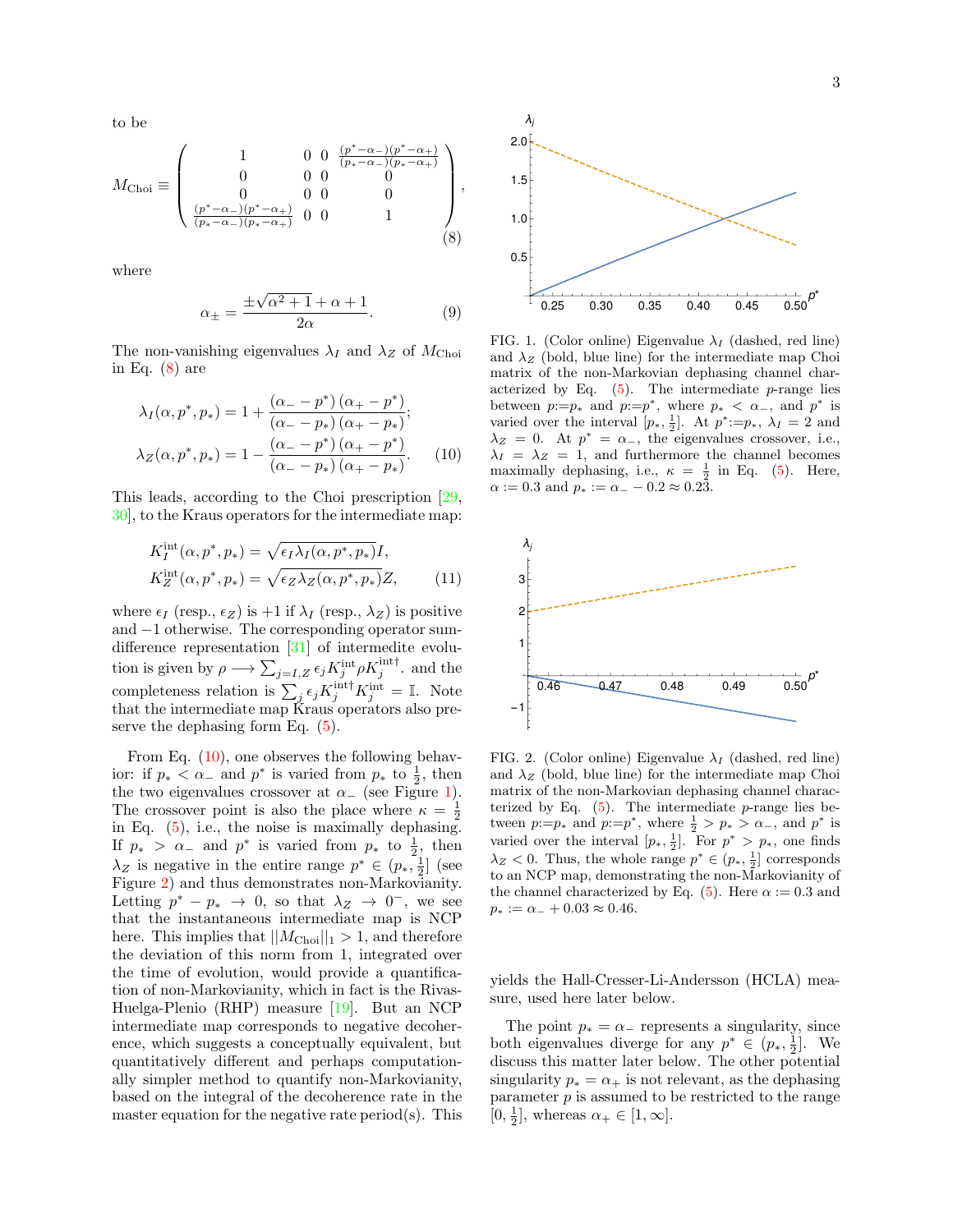to be

$$M_{\rm Choi} \equiv \begin{pmatrix} 1 & 0 & 0 & \frac{(p^*-\alpha_-)(p^*-\alpha_+)}{(p_*-\alpha_-)(p_*-\alpha_+)} \\ 0 & 0 & 0 & 0 \\ 0 & 0 & 0 & 0 \\ \frac{(p^*-\alpha_-)(p^*-\alpha_+)}{(p_*-\alpha_-)(p_*-\alpha_+)} & 0 & 0 & 1 \end{pmatrix}, \tag{8}$$

where

$$\alpha_\pm = \frac{\pm\sqrt{\alpha^2+1}+\alpha+1}{2\alpha}. \tag{9}$$

The non-vanishing eigenvalues $\lambda_I$ and $\lambda_Z$ of $M_{\rm Choi}$ in Eq. (8) are

$$\begin{aligned} \lambda_I(\alpha, p^*, p_*) &= 1 + \frac{(\alpha_- - p^*)(\alpha_+ - p^*)}{(\alpha_- - p_*)(\alpha_+ - p_*)}; \\ \lambda_Z(\alpha, p^*, p_*) &= 1 - \frac{(\alpha_- - p^*)(\alpha_+ - p^*)}{(\alpha_- - p_*)(\alpha_+ - p_*)}. \end{aligned} \tag{10}$$

This leads, according to the Choi prescription [29, 30], to the Kraus operators for the intermediate map:

$$\begin{aligned} K_I^{\rm int}(\alpha, p^*, p_*) &= \sqrt{\epsilon_I \lambda_I(\alpha, p^*, p_*)}I, \\ K_Z^{\rm int}(\alpha, p^*, p_*) &= \sqrt{\epsilon_Z \lambda_Z(\alpha, p^*, p_*)}Z, \end{aligned} \tag{11}$$

where $\epsilon_I$ (resp., $\epsilon_Z$) is $+1$ if $\lambda_I$ (resp., $\lambda_Z$) is positive and $-1$ otherwise. The corresponding operator sum-difference representation [31] of intermedite evolution is given by $\rho \longrightarrow \sum_{j=I,Z} \epsilon_j K_j^{\rm int} \rho K_j^{\rm int\dagger}$. and the completeness relation is $\sum_j \epsilon_j K_j^{\rm int\dagger} K_j^{\rm int} = \mathbb{I}$. Note that the intermediate map Kraus operators also preserve the dephasing form Eq. (5).

From Eq. (10), one observes the following behavior: if $p_* < \alpha_-$ and $p^*$ is varied from $p_*$ to $\frac{1}{2}$, then the two eigenvalues crossover at $\alpha_-$ (see Figure 1). The crossover point is also the place where $\kappa = \frac{1}{2}$ in Eq. (5), i.e., the noise is maximally dephasing. If $p_* > \alpha_-$ and $p^*$ is varied from $p_*$ to $\frac{1}{2}$, then $\lambda_Z$ is negative in the entire range $p^* \in (p_*, \frac{1}{2}]$ (see Figure 2) and thus demonstrates non-Markovianity. Letting $p^* - p_* \to 0$, so that $\lambda_Z \to 0^-$, we see that the instantaneous intermediate map is NCP here. This implies that $||M_{\rm Choi}||_1 > 1$, and therefore the deviation of this norm from 1, integrated over the time of evolution, would provide a quantification of non-Markovianity, which in fact is the Rivas-Huelga-Plenio (RHP) measure [19]. But an NCP intermediate map corresponds to negative decoherence, which suggests a conceptually equivalent, but quantitatively different and perhaps computationally simpler method to quantify non-Markovianity, based on the integral of the decoherence rate in the master equation for the negative rate period(s). This yields the Hall-Cresser-Li-Andersson (HCLA) measure, used here later below.

The point $p_* = \alpha_-$ represents a singularity, since both eigenvalues diverge for any $p^* \in (p_*, \frac{1}{2}]$. We discuss this matter later below. The other potential singularity $p_* = \alpha_+$ is not relevant, as the dephasing parameter $p$ is assumed to be restricted to the range $[0, \frac{1}{2}]$, whereas $\alpha_+ \in [1, \infty]$.

FIG. 1. (Color online) Eigenvalue $\lambda_I$ (dashed, red line) and $\lambda_Z$ (bold, blue line) for the intermediate map Choi matrix of the non-Markovian dephasing channel characterized by Eq. (5). The intermediate $p$-range lies between $p{:=}p_*$ and $p{:=}p^*$, where $p_* < \alpha_-$, and $p^*$ is varied over the interval $[p_*, \frac{1}{2}]$. At $p^*{:=}p_*$, $\lambda_I = 2$ and $\lambda_Z = 0$. At $p^* = \alpha_-$, the eigenvalues crossover, i.e., $\lambda_I = \lambda_Z = 1$, and furthermore the channel becomes maximally dephasing, i.e., $\kappa = \frac{1}{2}$ in Eq. (5). Here, $\alpha := 0.3$ and $p_* := \alpha_- - 0.2 \approx 0.23$.

FIG. 2. (Color online) Eigenvalue $\lambda_I$ (dashed, red line) and $\lambda_Z$ (bold, blue line) for the intermediate map Choi matrix of the non-Markovian dephasing channel characterized by Eq. (5). The intermediate $p$-range lies between $p{:=}p_*$ and $p{:=}p^*$, where $\frac{1}{2} > p_* > \alpha_-$, and $p^*$ is varied over the interval $[p_*, \frac{1}{2}]$. For $p^* > p_*$, one finds $\lambda_Z < 0$. Thus, the whole range $p^* \in (p_*, \frac{1}{2}]$ corresponds to an NCP map, demonstrating the non-Markovianity of the channel characterized by Eq. (5). Here $\alpha := 0.3$ and $p_* := \alpha_- + 0.03 \approx 0.46$.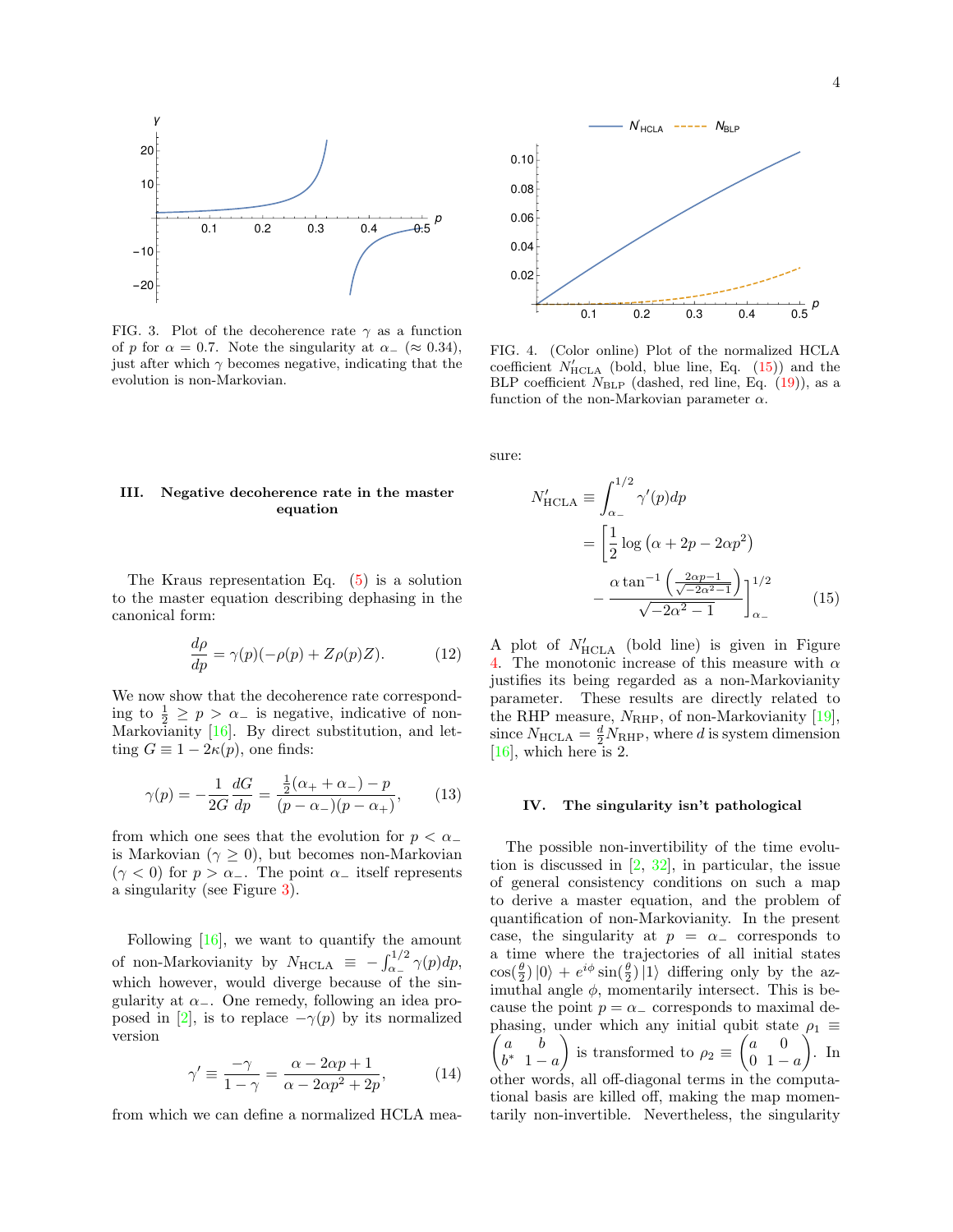FIG. 3. Plot of the decoherence rate $\gamma$ as a function of $p$ for $\alpha = 0.7$. Note the singularity at $\alpha_-$ ($\approx 0.34$), just after which $\gamma$ becomes negative, indicating that the evolution is non-Markovian.

FIG. 4. (Color online) Plot of the normalized HCLA coefficient $N'_{\rm HCLA}$ (bold, blue line, Eq. (15)) and the BLP coefficient $N_{\rm BLP}$ (dashed, red line, Eq. (19)), as a function of the non-Markovian parameter $\alpha$.

## III. Negative decoherence rate in the master equation

The Kraus representation Eq. (5) is a solution to the master equation describing dephasing in the canonical form:

$$\frac{d\rho}{dp} = \gamma(p)(-\rho(p) + Z\rho(p)Z). \tag{12}$$

We now show that the decoherence rate corresponding to $\frac{1}{2} \geq p > \alpha_-$ is negative, indicative of non-Markovianity [16]. By direct substitution, and letting $G \equiv 1 - 2\kappa(p)$, one finds:

$$\gamma(p) = -\frac{1}{2G}\frac{dG}{dp} = \frac{\frac{1}{2}(\alpha_+ + \alpha_-) - p}{(p-\alpha_-)(p-\alpha_+)}, \tag{13}$$

from which one sees that the evolution for $p < \alpha_-$ is Markovian ($\gamma \geq 0$), but becomes non-Markovian ($\gamma < 0$) for $p > \alpha_-$. The point $\alpha_-$ itself represents a singularity (see Figure 3).

Following [16], we want to quantify the amount of non-Markovianity by $N_{\rm HCLA} \equiv -\int_{\alpha_-}^{1/2} \gamma(p)dp$, which however, would diverge because of the singularity at $\alpha_-$. One remedy, following an idea proposed in [2], is to replace $-\gamma(p)$ by its normalized version

$$\gamma' \equiv \frac{-\gamma}{1-\gamma} = \frac{\alpha - 2\alpha p + 1}{\alpha - 2\alpha p^2 + 2p}, \tag{14}$$

from which we can define a normalized HCLA measure:

$$\begin{aligned} N'_{\rm HCLA} &\equiv \int_{\alpha_-}^{1/2} \gamma'(p)dp \\ &= \Bigg[\frac{1}{2}\log\left(\alpha + 2p - 2\alpha p^2\right) \\ &\quad - \frac{\alpha \tan^{-1}\left(\frac{2\alpha p - 1}{\sqrt{-2\alpha^2-1}}\right)}{\sqrt{-2\alpha^2-1}}\Bigg]_{\alpha_-}^{1/2} \end{aligned} \tag{15}$$

A plot of $N'_{\rm HCLA}$ (bold line) is given in Figure 4. The monotonic increase of this measure with $\alpha$ justifies its being regarded as a non-Markovianity parameter. These results are directly related to the RHP measure, $N_{\rm RHP}$, of non-Markovianity [19], since $N_{\rm HCLA} = \frac{d}{2}N_{\rm RHP}$, where $d$ is system dimension [16], which here is 2.

## IV. The singularity isn't pathological

The possible non-invertibility of the time evolution is discussed in [2, 32], in particular, the issue of general consistency conditions on such a map to derive a master equation, and the problem of quantification of non-Markovianity. In the present case, the singularity at $p = \alpha_-$ corresponds to a time where the trajectories of all initial states $\cos(\frac{\theta}{2})|0\rangle + e^{i\phi}\sin(\frac{\theta}{2})|1\rangle$ differing only by the azimuthal angle $\phi$, momentarily intersect. This is because the point $p = \alpha_-$ corresponds to maximal dephasing, under which any initial qubit state $\rho_1 \equiv \begin{pmatrix} a & b \\ b^* & 1-a \end{pmatrix}$ is transformed to $\rho_2 \equiv \begin{pmatrix} a & 0 \\ 0 & 1-a \end{pmatrix}$. In other words, all off-diagonal terms in the computational basis are killed off, making the map momentarily non-invertible. Nevertheless, the singularity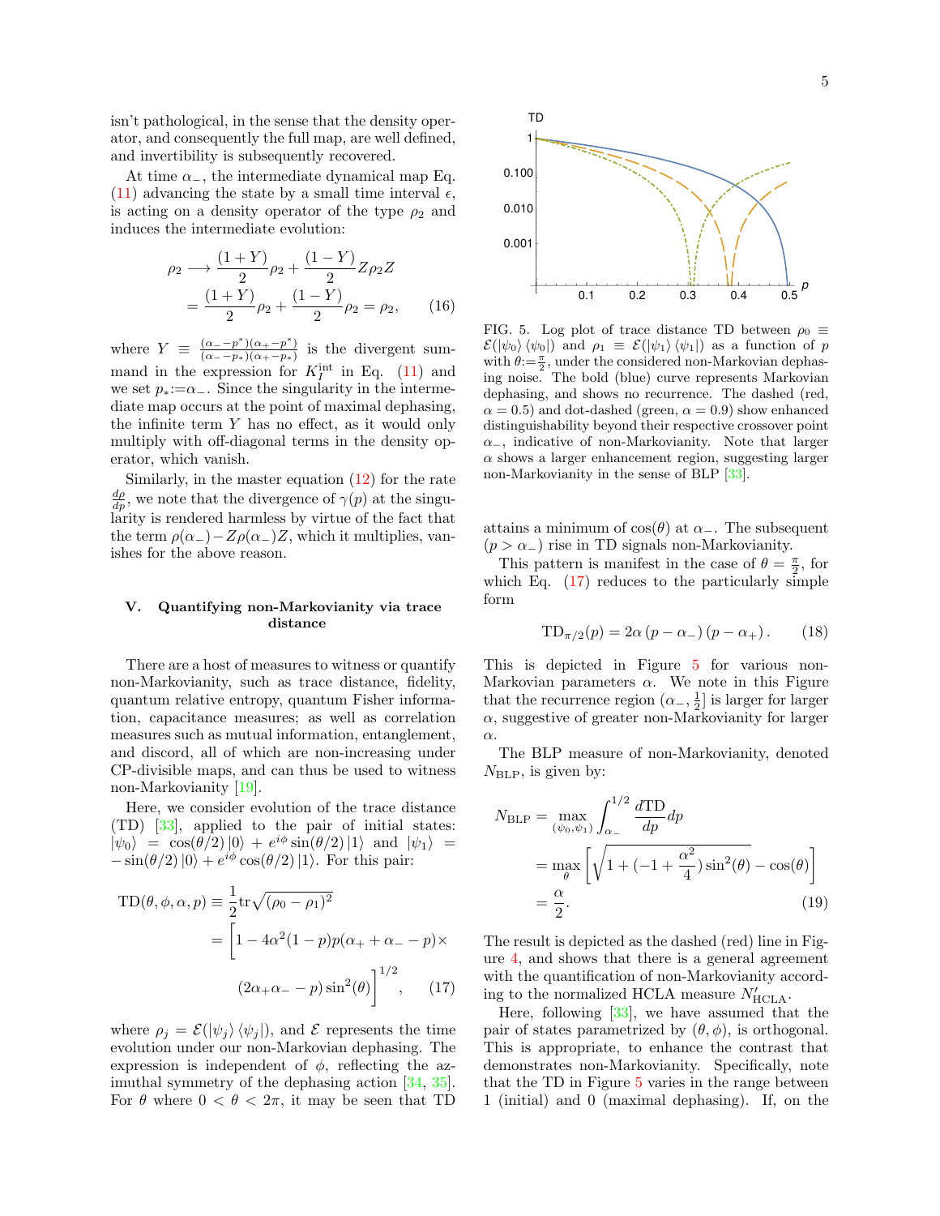isn't pathological, in the sense that the density operator, and consequently the full map, are well defined, and invertibility is subsequently recovered.

At time $\alpha_-$, the intermediate dynamical map Eq. (11) advancing the state by a small time interval $\epsilon$, is acting on a density operator of the type $\rho_2$ and induces the intermediate evolution:

$$\rho_2 \longrightarrow \frac{(1+Y)}{2}\rho_2 + \frac{(1-Y)}{2}Z\rho_2 Z$$
$$= \frac{(1+Y)}{2}\rho_2 + \frac{(1-Y)}{2}\rho_2 = \rho_2, \qquad (16)$$

where $Y \equiv \frac{(\alpha_- - p^*)(\alpha_+ - p^*)}{(\alpha_- - p_*)(\alpha_+ - p_*)}$ is the divergent summand in the expression for $K_I^{\rm int}$ in Eq. (11) and we set $p_* := \alpha_-$. Since the singularity in the intermediate map occurs at the point of maximal dephasing, the infinite term $Y$ has no effect, as it would only multiply with off-diagonal terms in the density operator, which vanish.

Similarly, in the master equation (12) for the rate $\frac{d\rho}{dp}$, we note that the divergence of $\gamma(p)$ at the singularity is rendered harmless by virtue of the fact that the term $\rho(\alpha_-) - Z\rho(\alpha_-)Z$, which it multiplies, vanishes for the above reason.

## V. Quantifying non-Markovianity via trace distance

There are a host of measures to witness or quantify non-Markovianity, such as trace distance, fidelity, quantum relative entropy, quantum Fisher information, capacitance measures; as well as correlation measures such as mutual information, entanglement, and discord, all of which are non-increasing under CP-divisible maps, and can thus be used to witness non-Markovianity [19].

Here, we consider evolution of the trace distance (TD) [33], applied to the pair of initial states: $|\psi_0\rangle = \cos(\theta/2)|0\rangle + e^{i\phi}\sin(\theta/2)|1\rangle$ and $|\psi_1\rangle = -\sin(\theta/2)|0\rangle + e^{i\phi}\cos(\theta/2)|1\rangle$. For this pair:

$$\text{TD}(\theta,\phi,\alpha,p) \equiv \frac{1}{2}\text{tr}\sqrt{(\rho_0-\rho_1)^2}$$
$$= \Big[1 - 4\alpha^2(1-p)p(\alpha_+ + \alpha_- - p)\times$$
$$(2\alpha_+\alpha_- - p)\sin^2(\theta)\Big]^{1/2}, \qquad (17)$$

where $\rho_j = \mathcal{E}(|\psi_j\rangle\langle\psi_j|)$, and $\mathcal{E}$ represents the time evolution under our non-Markovian dephasing. The expression is independent of $\phi$, reflecting the azimuthal symmetry of the dephasing action [34, 35]. For $\theta$ where $0 < \theta < 2\pi$, it may be seen that TD attains a minimum of $\cos(\theta)$ at $\alpha_-$. The subsequent ($p > \alpha_-$) rise in TD signals non-Markovianity.

FIG. 5. Log plot of trace distance TD between $\rho_0 \equiv \mathcal{E}(|\psi_0\rangle\langle\psi_0|)$ and $\rho_1 \equiv \mathcal{E}(|\psi_1\rangle\langle\psi_1|)$ as a function of $p$ with $\theta := \frac{\pi}{2}$, under the considered non-Markovian dephasing noise. The bold (blue) curve represents Markovian dephasing, and shows no recurrence. The dashed (red, $\alpha = 0.5$) and dot-dashed (green, $\alpha = 0.9$) show enhanced distinguishability beyond their respective crossover point $\alpha_-$, indicative of non-Markovianity. Note that larger $\alpha$ shows a larger enhancement region, suggesting larger non-Markovianity in the sense of BLP [33].

This pattern is manifest in the case of $\theta = \frac{\pi}{2}$, for which Eq. (17) reduces to the particularly simple form

$$\text{TD}_{\pi/2}(p) = 2\alpha\,(p-\alpha_-)\,(p-\alpha_+). \qquad (18)$$

This is depicted in Figure 5 for various non-Markovian parameters $\alpha$. We note in this Figure that the recurrence region $(\alpha_-, \frac{1}{2}]$ is larger for larger $\alpha$, suggestive of greater non-Markovianity for larger $\alpha$.

The BLP measure of non-Markovianity, denoted $N_{\rm BLP}$, is given by:

$$N_{\rm BLP} = \max_{(\psi_0,\psi_1)} \int_{\alpha_-}^{1/2} \frac{d\text{TD}}{dp}dp$$
$$= \max_\theta \left[\sqrt{1 + (-1 + \frac{\alpha^2}{4})\sin^2(\theta)} - \cos(\theta)\right]$$
$$= \frac{\alpha}{2}. \qquad (19)$$

The result is depicted as the dashed (red) line in Figure 4, and shows that there is a general agreement with the quantification of non-Markovianity according to the normalized HCLA measure $N'_{\rm HCLA}$.

Here, following [33], we have assumed that the pair of states parametrized by $(\theta,\phi)$, is orthogonal. This is appropriate, to enhance the contrast that demonstrates non-Markovianity. Specifically, note that the TD in Figure 5 varies in the range between 1 (initial) and 0 (maximal dephasing). If, on the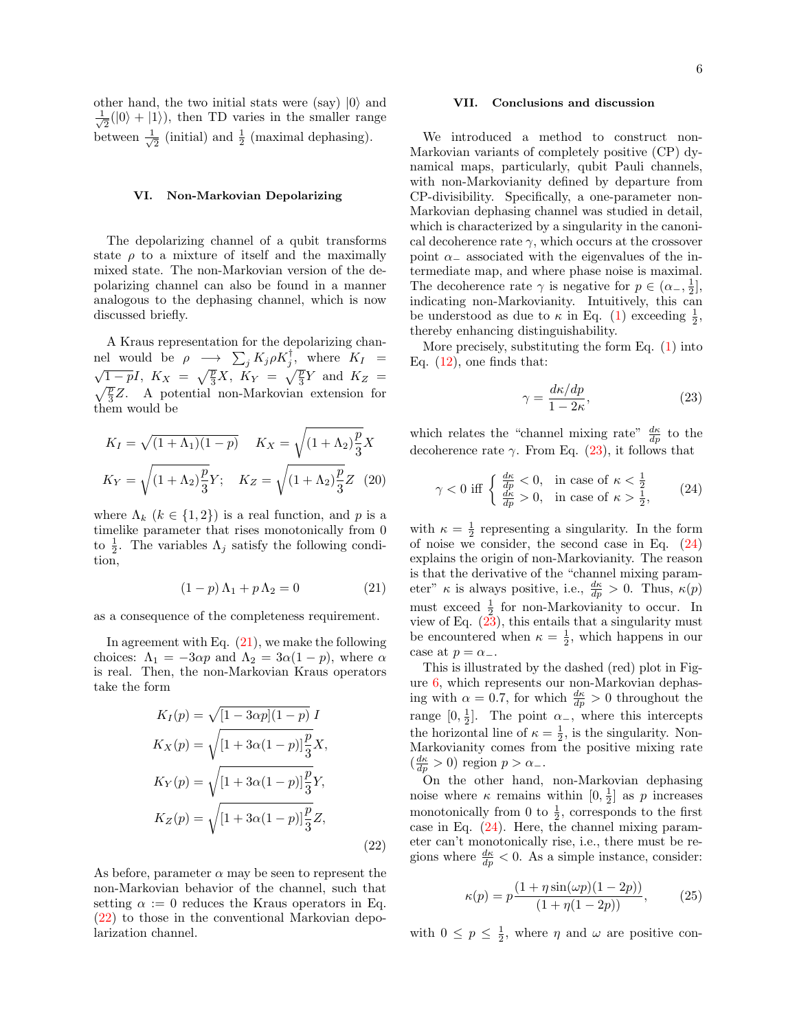other hand, the two initial stats were (say) $|0\rangle$ and $\frac{1}{\sqrt{2}}(|0\rangle + |1\rangle)$, then TD varies in the smaller range between $\frac{1}{\sqrt{2}}$ (initial) and $\frac{1}{2}$ (maximal dephasing).

## VI. Non-Markovian Depolarizing

The depolarizing channel of a qubit transforms state $\rho$ to a mixture of itself and the maximally mixed state. The non-Markovian version of the depolarizing channel can also be found in a manner analogous to the dephasing channel, which is now discussed briefly.

A Kraus representation for the depolarizing channel would be $\rho \longrightarrow \sum_j K_j \rho K_j^\dagger$, where $K_I = \sqrt{1-p}I$, $K_X = \sqrt{\frac{p}{3}}X$, $K_Y = \sqrt{\frac{p}{3}}Y$ and $K_Z = \sqrt{\frac{p}{3}}Z$. A potential non-Markovian extension for them would be

$$
\begin{aligned}
K_I &= \sqrt{(1+\Lambda_1)(1-p)} \quad K_X = \sqrt{(1+\Lambda_2)\frac{p}{3}}X \\
K_Y &= \sqrt{(1+\Lambda_2)\frac{p}{3}}Y; \quad K_Z = \sqrt{(1+\Lambda_2)\frac{p}{3}}Z
\end{aligned}
\tag{20}
$$

where $\Lambda_k$ ($k \in \{1,2\}$) is a real function, and $p$ is a timelike parameter that rises monotonically from 0 to $\frac{1}{2}$. The variables $\Lambda_j$ satisfy the following condition,

$$
(1-p)\,\Lambda_1 + p\,\Lambda_2 = 0 \tag{21}
$$

as a consequence of the completeness requirement.

In agreement with Eq. (21), we make the following choices: $\Lambda_1 = -3\alpha p$ and $\Lambda_2 = 3\alpha(1-p)$, where $\alpha$ is real. Then, the non-Markovian Kraus operators take the form

$$
\begin{aligned}
K_I(p) &= \sqrt{[1-3\alpha p](1-p)}\; I \\
K_X(p) &= \sqrt{[1+3\alpha(1-p)]\frac{p}{3}}X, \\
K_Y(p) &= \sqrt{[1+3\alpha(1-p)]\frac{p}{3}}Y, \\
K_Z(p) &= \sqrt{[1+3\alpha(1-p)]\frac{p}{3}}Z,
\end{aligned}
\tag{22}
$$

As before, parameter $\alpha$ may be seen to represent the non-Markovian behavior of the channel, such that setting $\alpha := 0$ reduces the Kraus operators in Eq. (22) to those in the conventional Markovian depolarization channel.

## VII. Conclusions and discussion

We introduced a method to construct non-Markovian variants of completely positive (CP) dynamical maps, particularly, qubit Pauli channels, with non-Markovianity defined by departure from CP-divisibility. Specifically, a one-parameter non-Markovian dephasing channel was studied in detail, which is characterized by a singularity in the canonical decoherence rate $\gamma$, which occurs at the crossover point $\alpha_-$ associated with the eigenvalues of the intermediate map, and where phase noise is maximal. The decoherence rate $\gamma$ is negative for $p \in (\alpha_-, \frac{1}{2}]$, indicating non-Markovianity. Intuitively, this can be understood as due to $\kappa$ in Eq. (1) exceeding $\frac{1}{2}$, thereby enhancing distinguishability.

More precisely, substituting the form Eq. (1) into Eq. (12), one finds that:

$$
\gamma = \frac{d\kappa/dp}{1-2\kappa}, \tag{23}
$$

which relates the "channel mixing rate" $\frac{d\kappa}{dp}$ to the decoherence rate $\gamma$. From Eq. (23), it follows that

$$
\gamma < 0 \text{ iff } \begin{cases} \frac{d\kappa}{dp} < 0, & \text{in case of } \kappa < \frac{1}{2} \\ \frac{d\kappa}{dp} > 0, & \text{in case of } \kappa > \frac{1}{2}, \end{cases} \tag{24}
$$

with $\kappa = \frac{1}{2}$ representing a singularity. In the form of noise we consider, the second case in Eq. (24) explains the origin of non-Markovianity. The reason is that the derivative of the "channel mixing parameter" $\kappa$ is always positive, i.e., $\frac{d\kappa}{dp} > 0$. Thus, $\kappa(p)$ must exceed $\frac{1}{2}$ for non-Markovianity to occur. In view of Eq. (23), this entails that a singularity must be encountered when $\kappa = \frac{1}{2}$, which happens in our case at $p = \alpha_-$.

This is illustrated by the dashed (red) plot in Figure 6, which represents our non-Markovian dephasing with $\alpha = 0.7$, for which $\frac{d\kappa}{dp} > 0$ throughout the range $[0, \frac{1}{2}]$. The point $\alpha_-$, where this intercepts the horizontal line of $\kappa = \frac{1}{2}$, is the singularity. Non-Markovianity comes from the positive mixing rate ($\frac{d\kappa}{dp} > 0$) region $p > \alpha_-$.

On the other hand, non-Markovian dephasing noise where $\kappa$ remains within $[0, \frac{1}{2}]$ as $p$ increases monotonically from 0 to $\frac{1}{2}$, corresponds to the first case in Eq. (24). Here, the channel mixing parameter can't monotonically rise, i.e., there must be regions where $\frac{d\kappa}{dp} < 0$. As a simple instance, consider:

$$
\kappa(p) = p\frac{(1+\eta\sin(\omega p)(1-2p))}{(1+\eta(1-2p))}, \tag{25}
$$

with $0 \leq p \leq \frac{1}{2}$, where $\eta$ and $\omega$ are positive con-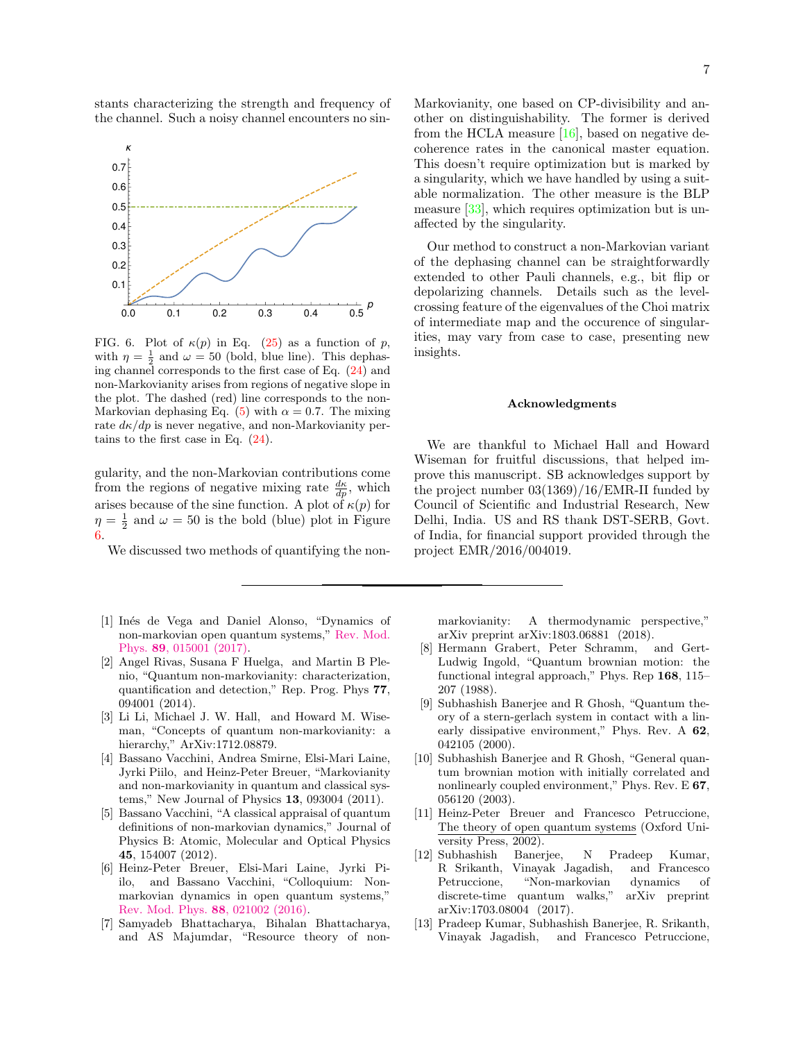stants characterizing the strength and frequency of the channel. Such a noisy channel encounters no singularity, and the non-Markovian contributions come from the regions of negative mixing rate $\frac{d\kappa}{dp}$, which arises because of the sine function. A plot of $\kappa(p)$ for $\eta = \frac{1}{2}$ and $\omega = 50$ is the bold (blue) plot in Figure 6.

FIG. 6. Plot of $\kappa(p)$ in Eq. (25) as a function of $p$, with $\eta = \frac{1}{2}$ and $\omega = 50$ (bold, blue line). This dephasing channel corresponds to the first case of Eq. (24) and non-Markovianity arises from regions of negative slope in the plot. The dashed (red) line corresponds to the non-Markovian dephasing Eq. (5) with $\alpha = 0.7$. The mixing rate $d\kappa/dp$ is never negative, and non-Markovianity pertains to the first case in Eq. (24).

We discussed two methods of quantifying the non-Markovianity, one based on CP-divisibility and another on distinguishability. The former is derived from the HCLA measure [16], based on negative decoherence rates in the canonical master equation. This doesn't require optimization but is marked by a singularity, which we have handled by using a suitable normalization. The other measure is the BLP measure [33], which requires optimization but is unaffected by the singularity.

Our method to construct a non-Markovian variant of the dephasing channel can be straightforwardly extended to other Pauli channels, e.g., bit flip or depolarizing channels. Details such as the level-crossing feature of the eigenvalues of the Choi matrix of intermediate map and the occurence of singularities, may vary from case to case, presenting new insights.

### Acknowledgments

We are thankful to Michael Hall and Howard Wiseman for fruitful discussions, that helped improve this manuscript. SB acknowledges support by the project number 03(1369)/16/EMR-II funded by Council of Scientific and Industrial Research, New Delhi, India. US and RS thank DST-SERB, Govt. of India, for financial support provided through the project EMR/2016/004019.

---

[1] Inés de Vega and Daniel Alonso, "Dynamics of non-markovian open quantum systems," Rev. Mod. Phys. **89**, 015001 (2017).

[2] Angel Rivas, Susana F Huelga, and Martin B Plenio, "Quantum non-markovianity: characterization, quantification and detection," Rep. Prog. Phys **77**, 094001 (2014).

[3] Li Li, Michael J. W. Hall, and Howard M. Wiseman, "Concepts of quantum non-markovianity: a hierarchy," ArXiv:1712.08879.

[4] Bassano Vacchini, Andrea Smirne, Elsi-Mari Laine, Jyrki Piilo, and Heinz-Peter Breuer, "Markovianity and non-markovianity in quantum and classical systems," New Journal of Physics **13**, 093004 (2011).

[5] Bassano Vacchini, "A classical appraisal of quantum definitions of non-markovian dynamics," Journal of Physics B: Atomic, Molecular and Optical Physics **45**, 154007 (2012).

[6] Heinz-Peter Breuer, Elsi-Mari Laine, Jyrki Piilo, and Bassano Vacchini, "Colloquium: Non-markovian dynamics in open quantum systems," Rev. Mod. Phys. **88**, 021002 (2016).

[7] Samyadeb Bhattacharya, Bihalan Bhattacharya, and AS Majumdar, "Resource theory of non-markovianity: A thermodynamic perspective," arXiv preprint arXiv:1803.06881 (2018).

[8] Hermann Grabert, Peter Schramm, and Gert-Ludwig Ingold, "Quantum brownian motion: the functional integral approach," Phys. Rep **168**, 115–207 (1988).

[9] Subhashish Banerjee and R Ghosh, "Quantum theory of a stern-gerlach system in contact with a linearly dissipative environment," Phys. Rev. A **62**, 042105 (2000).

[10] Subhashish Banerjee and R Ghosh, "General quantum brownian motion with initially correlated and nonlinearly coupled environment," Phys. Rev. E **67**, 056120 (2003).

[11] Heinz-Peter Breuer and Francesco Petruccione, The theory of open quantum systems (Oxford University Press, 2002).

[12] Subhashish Banerjee, N Pradeep Kumar, R Srikanth, Vinayak Jagadish, and Francesco Petruccione, "Non-markovian dynamics of discrete-time quantum walks," arXiv preprint arXiv:1703.08004 (2017).

[13] Pradeep Kumar, Subhashish Banerjee, R. Srikanth, Vinayak Jagadish, and Francesco Petruccione,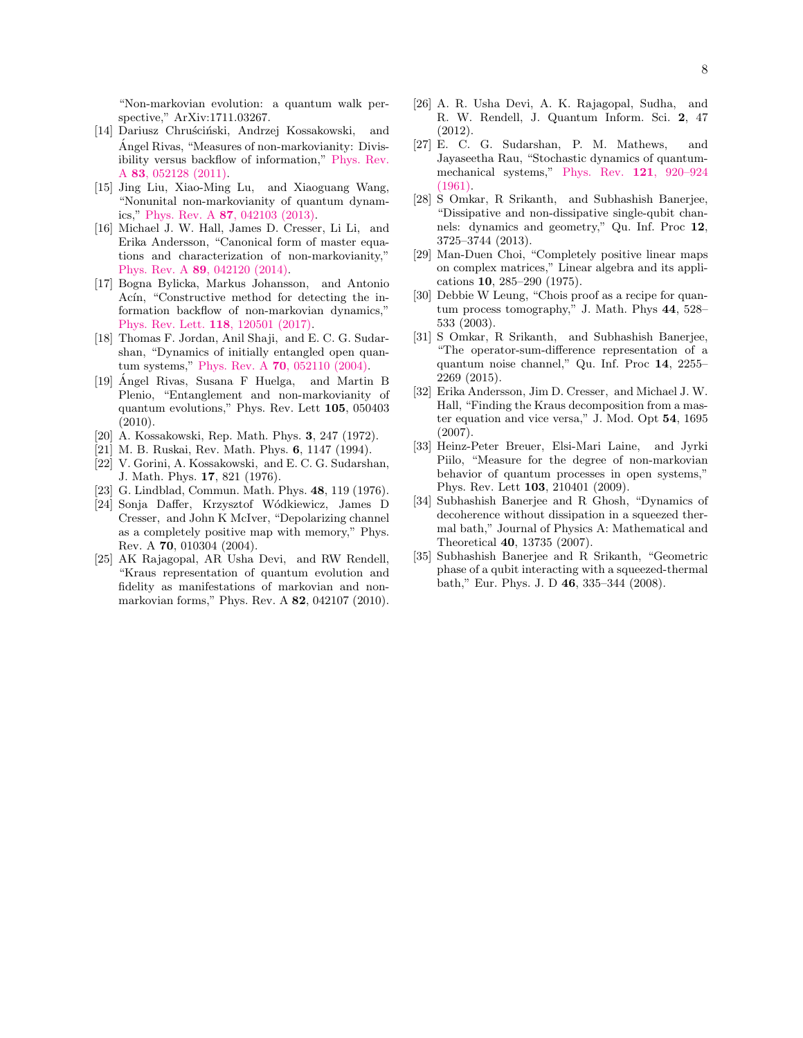"Non-markovian evolution: a quantum walk perspective," ArXiv:1711.03267.

[14] Dariusz Chruściński, Andrzej Kossakowski, and Ángel Rivas, "Measures of non-markovianity: Divisibility versus backflow of information," Phys. Rev. A **83**, 052128 (2011).

[15] Jing Liu, Xiao-Ming Lu, and Xiaoguang Wang, "Nonunital non-markovianity of quantum dynamics," Phys. Rev. A **87**, 042103 (2013).

[16] Michael J. W. Hall, James D. Cresser, Li Li, and Erika Andersson, "Canonical form of master equations and characterization of non-markovianity," Phys. Rev. A **89**, 042120 (2014).

[17] Bogna Bylicka, Markus Johansson, and Antonio Acín, "Constructive method for detecting the information backflow of non-markovian dynamics," Phys. Rev. Lett. **118**, 120501 (2017).

[18] Thomas F. Jordan, Anil Shaji, and E. C. G. Sudarshan, "Dynamics of initially entangled open quantum systems," Phys. Rev. A **70**, 052110 (2004).

[19] Ángel Rivas, Susana F Huelga, and Martin B Plenio, "Entanglement and non-markovianity of quantum evolutions," Phys. Rev. Lett **105**, 050403 (2010).

[20] A. Kossakowski, Rep. Math. Phys. **3**, 247 (1972).

[21] M. B. Ruskai, Rev. Math. Phys. **6**, 1147 (1994).

[22] V. Gorini, A. Kossakowski, and E. C. G. Sudarshan, J. Math. Phys. **17**, 821 (1976).

[23] G. Lindblad, Commun. Math. Phys. **48**, 119 (1976).

[24] Sonja Daffer, Krzysztof Wódkiewicz, James D Cresser, and John K McIver, "Depolarizing channel as a completely positive map with memory," Phys. Rev. A **70**, 010304 (2004).

[25] AK Rajagopal, AR Usha Devi, and RW Rendell, "Kraus representation of quantum evolution and fidelity as manifestations of markovian and non-markovian forms," Phys. Rev. A **82**, 042107 (2010).

[26] A. R. Usha Devi, A. K. Rajagopal, Sudha, and R. W. Rendell, J. Quantum Inform. Sci. **2**, 47 (2012).

[27] E. C. G. Sudarshan, P. M. Mathews, and Jayaseetha Rau, "Stochastic dynamics of quantum-mechanical systems," Phys. Rev. **121**, 920–924 (1961).

[28] S Omkar, R Srikanth, and Subhashish Banerjee, "Dissipative and non-dissipative single-qubit channels: dynamics and geometry," Qu. Inf. Proc **12**, 3725–3744 (2013).

[29] Man-Duen Choi, "Completely positive linear maps on complex matrices," Linear algebra and its applications **10**, 285–290 (1975).

[30] Debbie W Leung, "Chois proof as a recipe for quantum process tomography," J. Math. Phys **44**, 528–533 (2003).

[31] S Omkar, R Srikanth, and Subhashish Banerjee, "The operator-sum-difference representation of a quantum noise channel," Qu. Inf. Proc **14**, 2255–2269 (2015).

[32] Erika Andersson, Jim D. Cresser, and Michael J. W. Hall, "Finding the Kraus decomposition from a master equation and vice versa," J. Mod. Opt **54**, 1695 (2007).

[33] Heinz-Peter Breuer, Elsi-Mari Laine, and Jyrki Piilo, "Measure for the degree of non-markovian behavior of quantum processes in open systems," Phys. Rev. Lett **103**, 210401 (2009).

[34] Subhashish Banerjee and R Ghosh, "Dynamics of decoherence without dissipation in a squeezed thermal bath," Journal of Physics A: Mathematical and Theoretical **40**, 13735 (2007).

[35] Subhashish Banerjee and R Srikanth, "Geometric phase of a qubit interacting with a squeezed-thermal bath," Eur. Phys. J. D **46**, 335–344 (2008).